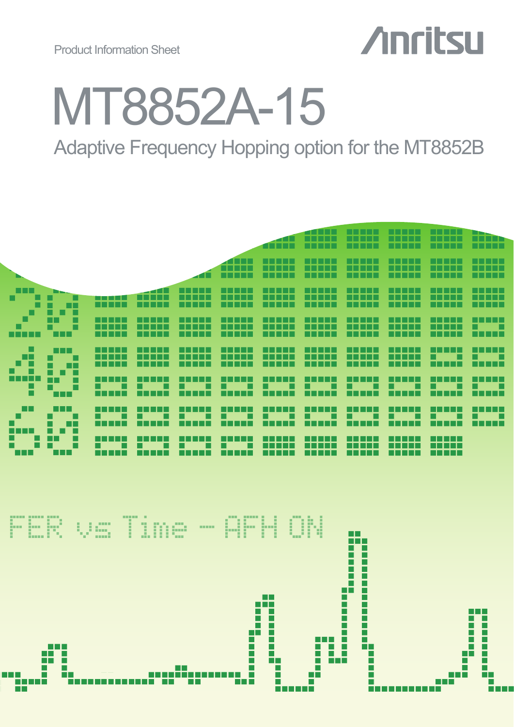Product Information Sheet

Anritsu

# MT8852A-15

## Adaptive Frequency Hopping option for the MT8852B

FER vs Time – AFH ON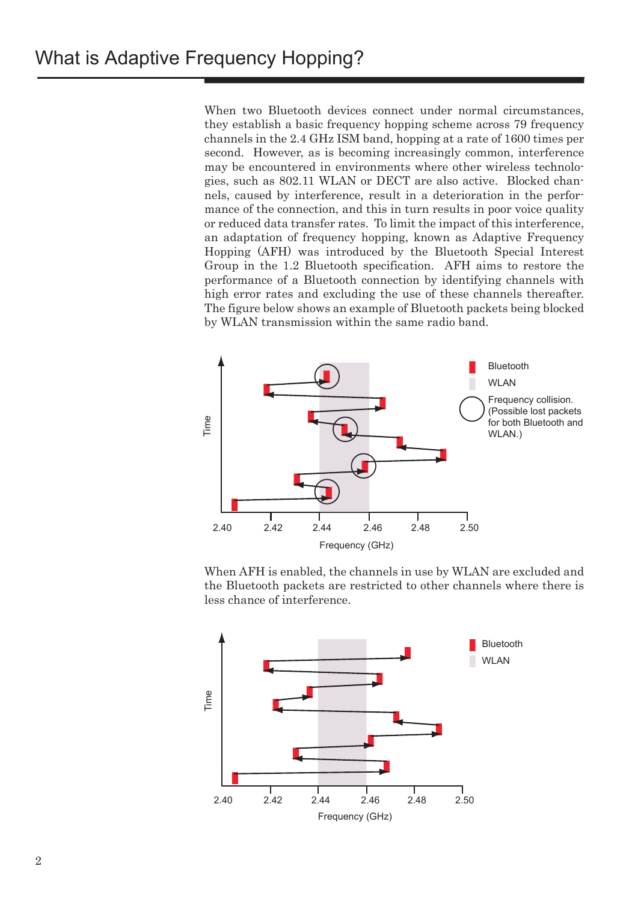# What is Adaptive Frequency Hopping?

When two Bluetooth devices connect under normal circumstances, they establish a basic frequency hopping scheme across 79 frequency channels in the 2.4 GHz ISM band, hopping at a rate of 1600 times per second. However, as is becoming increasingly common, interference may be encountered in environments where other wireless technologies, such as 802.11 WLAN or DECT are also active. Blocked channels, caused by interference, result in a deterioration in the performance of the connection, and this in turn results in poor voice quality or reduced data transfer rates. To limit the impact of this interference, an adaptation of frequency hopping, known as Adaptive Frequency Hopping (AFH) was introduced by the Bluetooth Special Interest Group in the 1.2 Bluetooth specification. AFH aims to restore the performance of a Bluetooth connection by identifying channels with high error rates and excluding the use of these channels thereafter. The figure below shows an example of Bluetooth packets being blocked by WLAN transmission within the same radio band.

When AFH is enabled, the channels in use by WLAN are excluded and the Bluetooth packets are restricted to other channels where there is less chance of interference.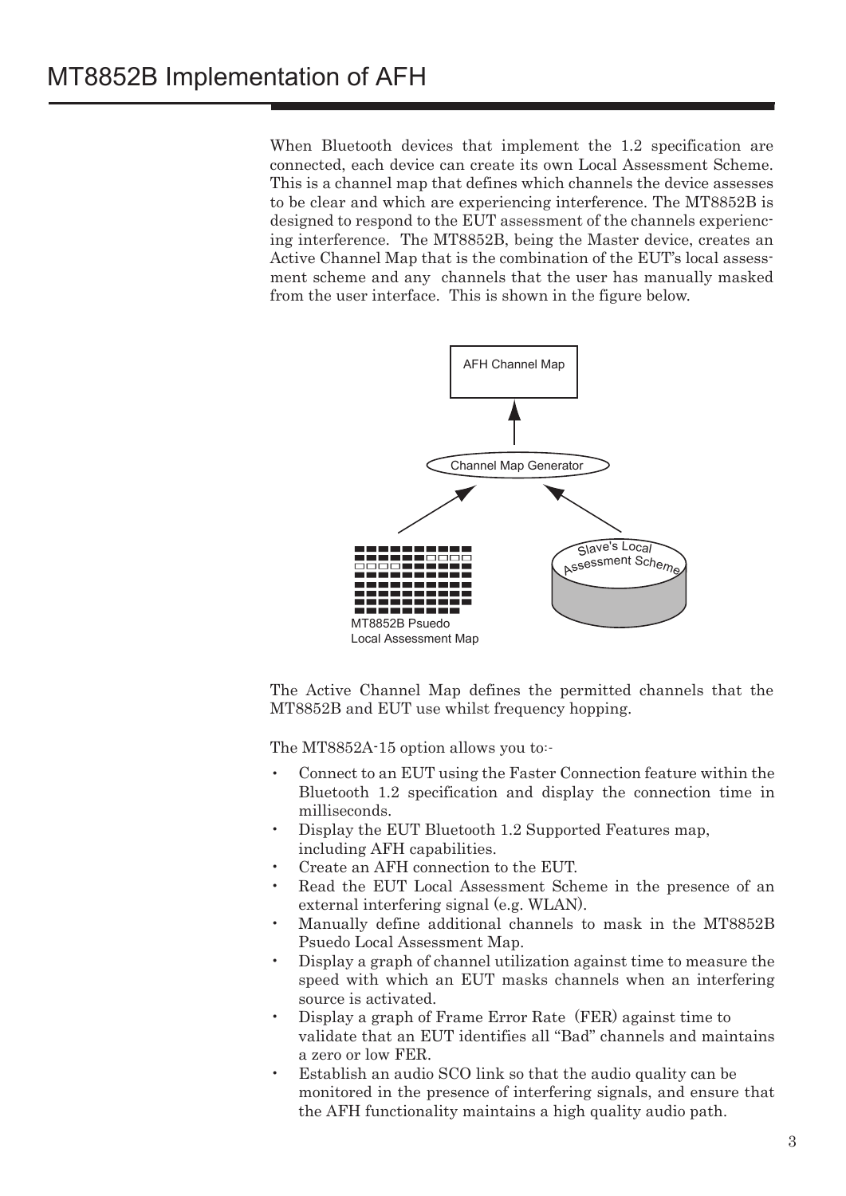# MT8852B Implementation of AFH

When Bluetooth devices that implement the 1.2 specification are connected, each device can create its own Local Assessment Scheme. This is a channel map that defines which channels the device assesses to be clear and which are experiencing interference. The MT8852B is designed to respond to the EUT assessment of the channels experiencing interference. The MT8852B, being the Master device, creates an Active Channel Map that is the combination of the EUT's local assessment scheme and any channels that the user has manually masked from the user interface. This is shown in the figure below.

AFH Channel Map

Channel Map Generator

MT8852B Psuedo Local Assessment Map

Slave's Local Assessment Scheme

The Active Channel Map defines the permitted channels that the MT8852B and EUT use whilst frequency hopping.

The MT8852A-15 option allows you to:-

- Connect to an EUT using the Faster Connection feature within the Bluetooth 1.2 specification and display the connection time in milliseconds.
- Display the EUT Bluetooth 1.2 Supported Features map, including AFH capabilities.
- Create an AFH connection to the EUT.
- Read the EUT Local Assessment Scheme in the presence of an external interfering signal (e.g. WLAN).
- Manually define additional channels to mask in the MT8852B Psuedo Local Assessment Map.
- Display a graph of channel utilization against time to measure the speed with which an EUT masks channels when an interfering source is activated.
- Display a graph of Frame Error Rate (FER) against time to validate that an EUT identifies all "Bad" channels and maintains a zero or low FER.
- Establish an audio SCO link so that the audio quality can be monitored in the presence of interfering signals, and ensure that the AFH functionality maintains a high quality audio path.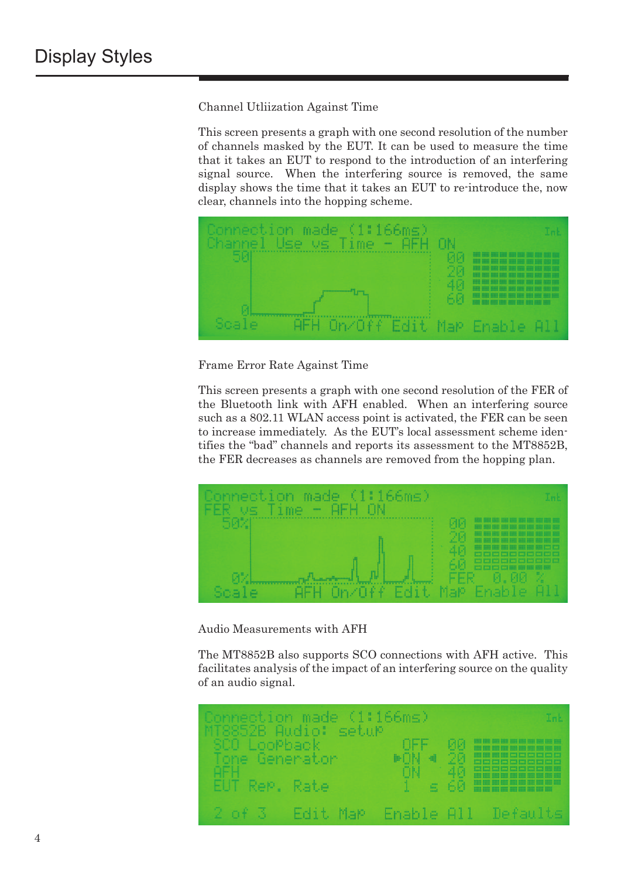# Display Styles

Channel Utliization Against Time

This screen presents a graph with one second resolution of the number of channels masked by the EUT. It can be used to measure the time that it takes an EUT to respond to the introduction of an interfering signal source. When the interfering source is removed, the same display shows the time that it takes an EUT to re-introduce the, now clear, channels into the hopping scheme.

Frame Error Rate Against Time

This screen presents a graph with one second resolution of the FER of the Bluetooth link with AFH enabled. When an interfering source such as a 802.11 WLAN access point is activated, the FER can be seen to increase immediately. As the EUT's local assessment scheme identifies the "bad" channels and reports its assessment to the MT8852B, the FER decreases as channels are removed from the hopping plan.

Audio Measurements with AFH

The MT8852B also supports SCO connections with AFH active. This facilitates analysis of the impact of an interfering source on the quality of an audio signal.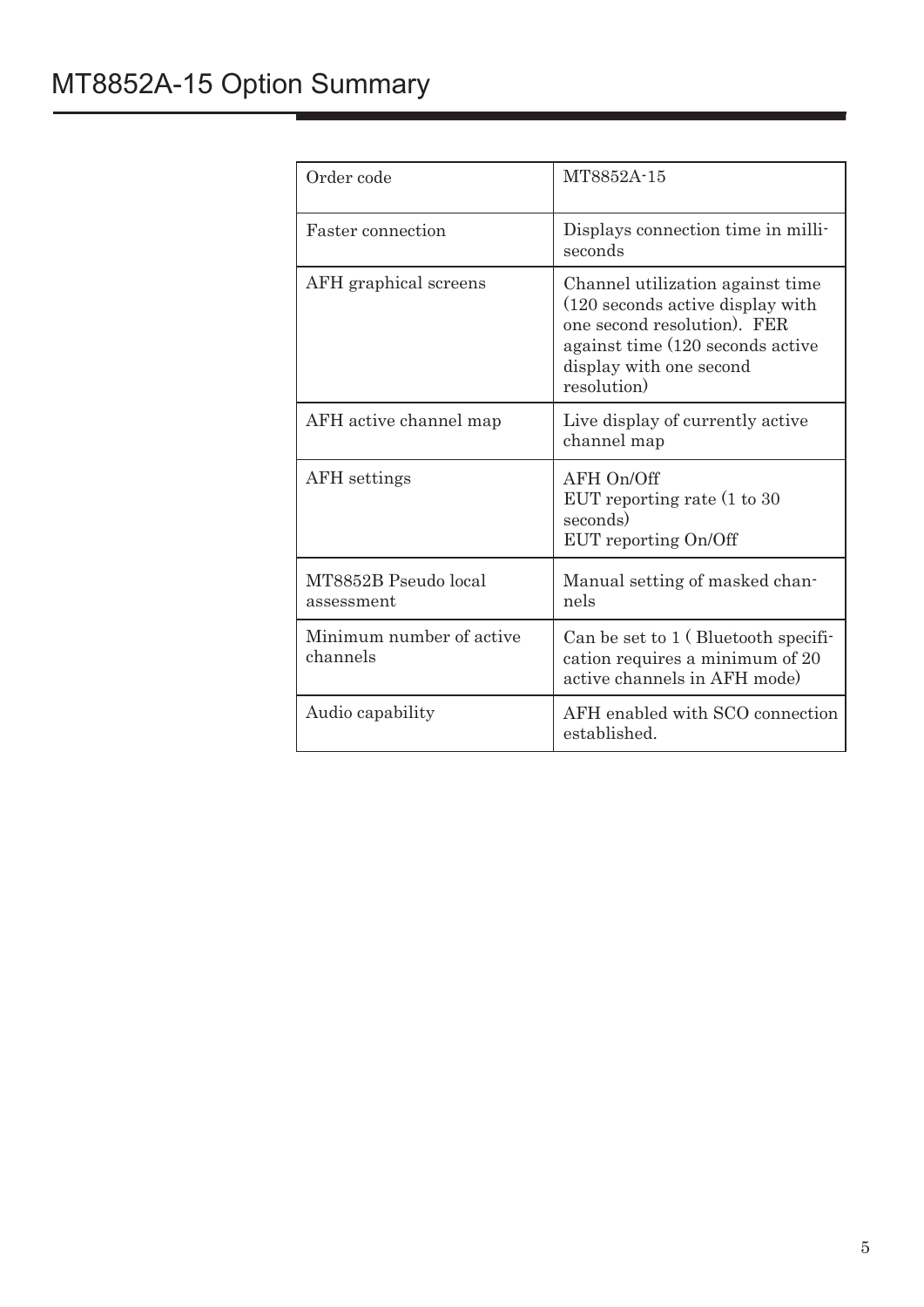# MT8852A-15 Option Summary

| Order code | MT8852A-15 |
|---|---|
| Faster connection | Displays connection time in milliseconds |
| AFH graphical screens | Channel utilization against time (120 seconds active display with one second resolution). FER against time (120 seconds active display with one second resolution) |
| AFH active channel map | Live display of currently active channel map |
| AFH settings | AFH On/Off<br>EUT reporting rate (1 to 30 seconds)<br>EUT reporting On/Off |
| MT8852B Pseudo local assessment | Manual setting of masked channels |
| Minimum number of active channels | Can be set to 1 ( Bluetooth specification requires a minimum of 20 active channels in AFH mode) |
| Audio capability | AFH enabled with SCO connection established. |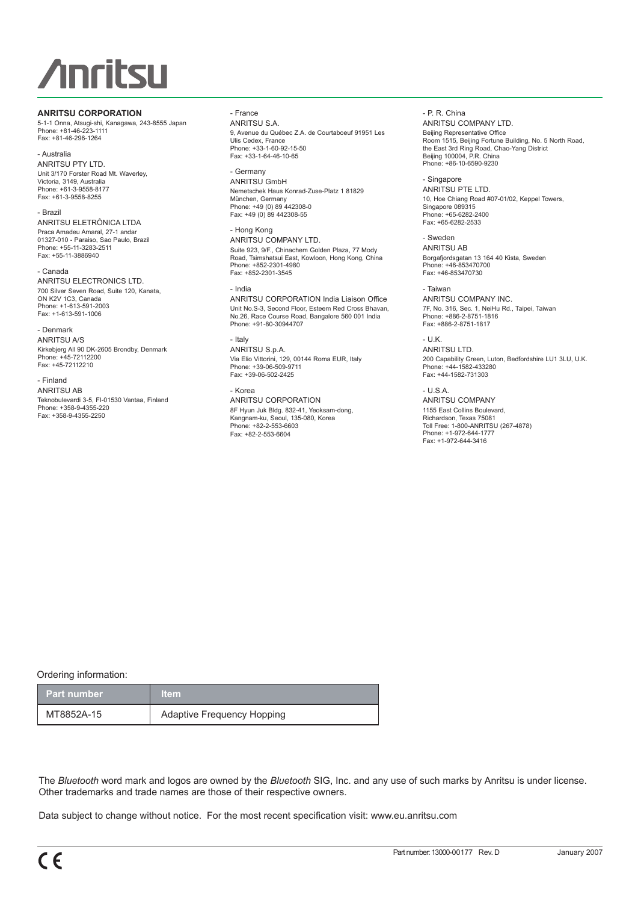# Anritsu

**ANRITSU CORPORATION**
5-1-1 Onna, Atsugi-shi, Kanagawa, 243-8555 Japan
Phone: +81-46-223-1111
Fax: +81-46-296-1264

- Australia
ANRITSU PTY LTD.
Unit 3/170 Forster Road Mt. Waverley, Victoria, 3149, Australia
Phone: +61-3-9558-8177
Fax: +61-3-9558-8255

- Brazil
ANRITSU ELETRÔNICA LTDA
Praca Amadeu Amaral, 27-1 andar
01327-010 - Paraiso, Sao Paulo, Brazil
Phone: +55-11-3283-2511
Fax: +55-11-3886940

- Canada
ANRITSU ELECTRONICS LTD.
700 Silver Seven Road, Suite 120, Kanata, ON K2V 1C3, Canada
Phone: +1-613-591-2003
Fax: +1-613-591-1006

- Denmark
ANRITSU A/S
Kirkebjerg All 90 DK-2605 Brondby, Denmark
Phone: +45-72112200
Fax: +45-72112210

- Finland
ANRITSU AB
Teknobulevardi 3-5, FI-01530 Vantaa, Finland
Phone: +358-9-4355-220
Fax: +358-9-4355-2250

- France
ANRITSU S.A.
9, Avenue du Québec Z.A. de Courtaboeuf 91951 Les Ulis Cedex, France
Phone: +33-1-60-92-15-50
Fax: +33-1-64-46-10-65

- Germany
ANRITSU GmbH
Nemetschek Haus Konrad-Zuse-Platz 1 81829 München, Germany
Phone: +49 (0) 89 442308-0
Fax: +49 (0) 89 442308-55

- Hong Kong
ANRITSU COMPANY LTD.
Suite 923, 9/F., Chinachem Golden Plaza, 77 Mody Road, Tsimshatsui East, Kowloon, Hong Kong, China
Phone: +852-2301-4980
Fax: +852-2301-3545

- India
ANRITSU CORPORATION India Liaison Office
Unit No.S-3, Second Floor, Esteem Red Cross Bhavan, No.26, Race Course Road, Bangalore 560 001 India
Phone: +91-80-30944707

- Italy
ANRITSU S.p.A.
Via Elio Vittorini, 129, 00144 Roma EUR, Italy
Phone: +39-06-509-9711
Fax: +39-06-502-2425

- Korea
ANRITSU CORPORATION
8F Hyun Juk Bldg. 832-41, Yeoksam-dong, Kangnam-ku, Seoul, 135-080, Korea
Phone: +82-2-553-6603
Fax: +82-2-553-6604

- P. R. China
ANRITSU COMPANY LTD.
Beijing Representative Office
Room 1515, Beijing Fortune Building, No. 5 North Road, the East 3rd Ring Road, Chao-Yang District
Beijing 100004, P.R. China
Phone: +86-10-6590-9230

- Singapore
ANRITSU PTE LTD.
10, Hoe Chiang Road #07-01/02, Keppel Towers, Singapore 089315
Phone: +65-6282-2400
Fax: +65-6282-2533

- Sweden
ANRITSU AB
Borgafjordsgatan 13 164 40 Kista, Sweden
Phone: +46-853470700
Fax: +46-853470730

- Taiwan
ANRITSU COMPANY INC.
7F, No. 316, Sec. 1, NeiHu Rd., Taipei, Taiwan
Phone: +886-2-8751-1816
Fax: +886-2-8751-1817

- U.K.
ANRITSU LTD.
200 Capability Green, Luton, Bedfordshire LU1 3LU, U.K.
Phone: +44-1582-433280
Fax: +44-1582-731303

- U.S.A.
ANRITSU COMPANY
1155 East Collins Boulevard, Richardson, Texas 75081
Toll Free: 1-800-ANRITSU (267-4878)
Phone: +1-972-644-1777
Fax: +1-972-644-3416

Ordering information:

| Part number | Item |
|---|---|
| MT8852A-15 | Adaptive Frequency Hopping |

The *Bluetooth* word mark and logos are owned by the *Bluetooth* SIG, Inc. and any use of such marks by Anritsu is under license. Other trademarks and trade names are those of their respective owners.

Data subject to change without notice. For the most recent specification visit: www.eu.anritsu.com

CE

Part number: 13000-00177 Rev. D

January 2007